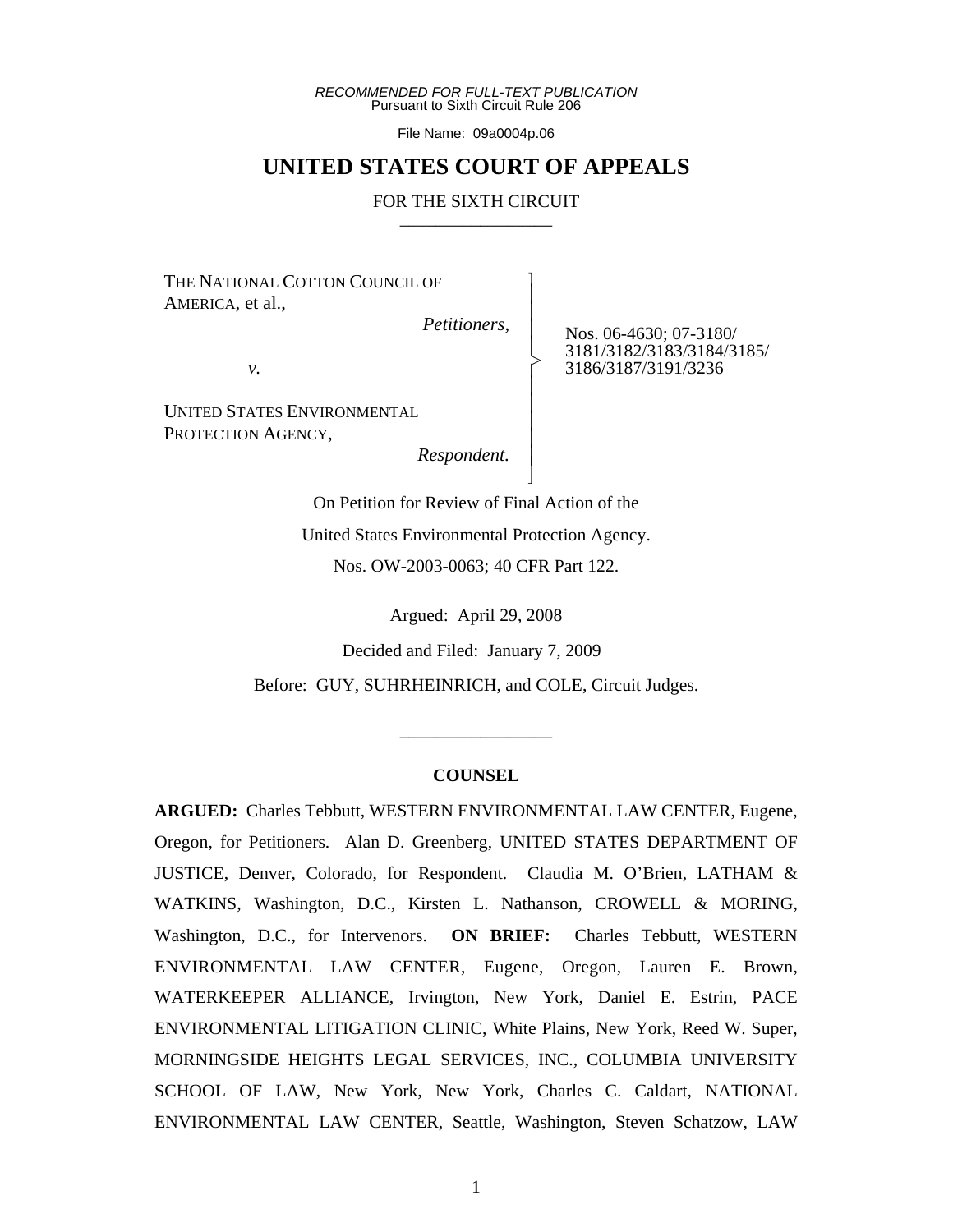*RECOMMENDED FOR FULL-TEXT PUBLICATION*
Pursuant to Sixth Circuit Rule 206

File Name: 09a0004p.06

# UNITED STATES COURT OF APPEALS

FOR THE SIXTH CIRCUIT

---

THE NATIONAL COTTON COUNCIL OF AMERICA, et al.,
*Petitioners*,

*v.*

UNITED STATES ENVIRONMENTAL PROTECTION AGENCY,
*Respondent.*

Nos. 06-4630; 07-3180/3181/3182/3183/3184/3185/3186/3187/3191/3236

On Petition for Review of Final Action of the United States Environmental Protection Agency.
Nos. OW-2003-0063; 40 CFR Part 122.

Argued: April 29, 2008

Decided and Filed: January 7, 2009

Before: GUY, SUHRHEINRICH, and COLE, Circuit Judges.

---

**COUNSEL**

**ARGUED:** Charles Tebbutt, WESTERN ENVIRONMENTAL LAW CENTER, Eugene, Oregon, for Petitioners. Alan D. Greenberg, UNITED STATES DEPARTMENT OF JUSTICE, Denver, Colorado, for Respondent. Claudia M. O'Brien, LATHAM & WATKINS, Washington, D.C., Kirsten L. Nathanson, CROWELL & MORING, Washington, D.C., for Intervenors. **ON BRIEF:** Charles Tebbutt, WESTERN ENVIRONMENTAL LAW CENTER, Eugene, Oregon, Lauren E. Brown, WATERKEEPER ALLIANCE, Irvington, New York, Daniel E. Estrin, PACE ENVIRONMENTAL LITIGATION CLINIC, White Plains, New York, Reed W. Super, MORNINGSIDE HEIGHTS LEGAL SERVICES, INC., COLUMBIA UNIVERSITY SCHOOL OF LAW, New York, New York, Charles C. Caldart, NATIONAL ENVIRONMENTAL LAW CENTER, Seattle, Washington, Steven Schatzow, LAW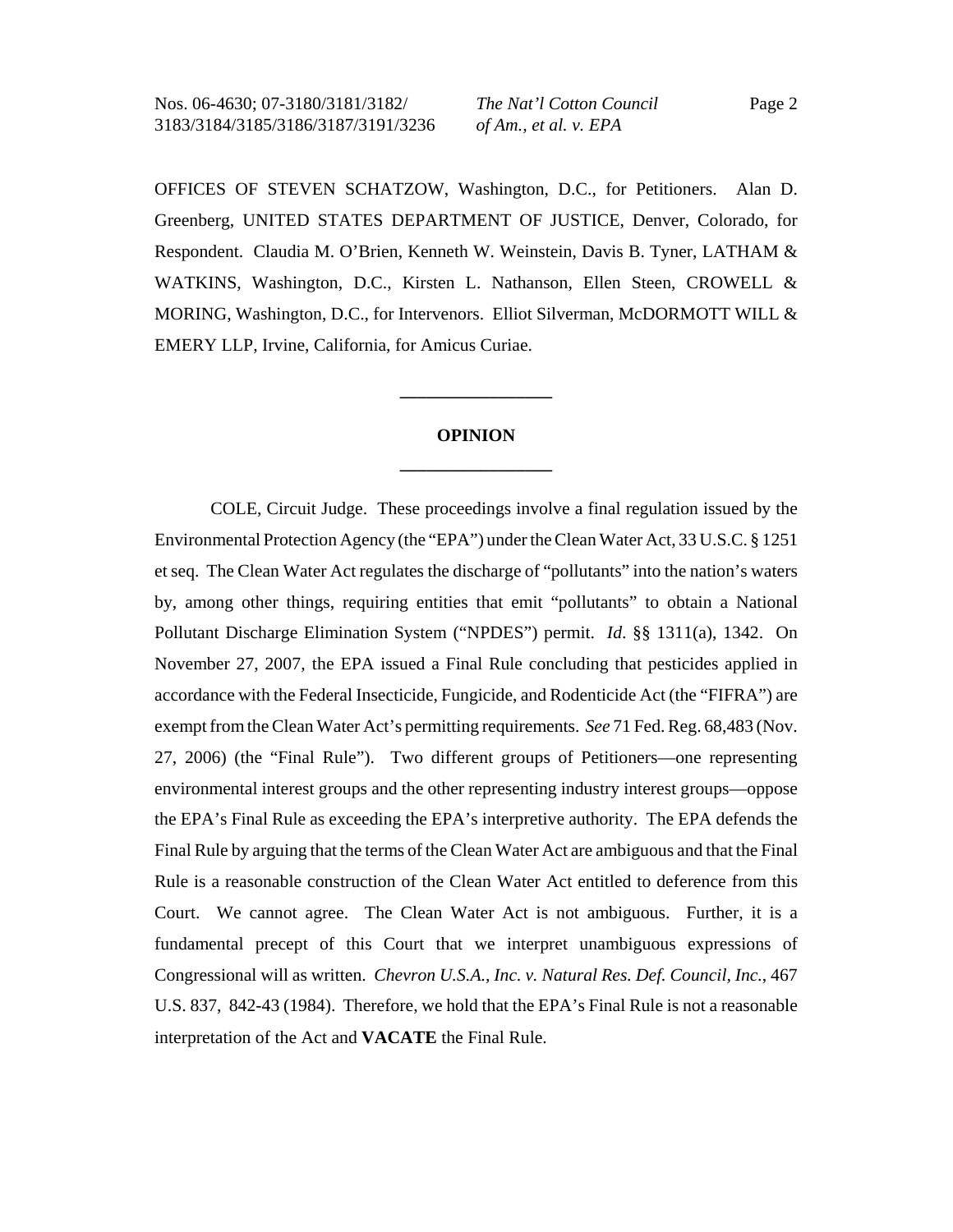OFFICES OF STEVEN SCHATZOW, Washington, D.C., for Petitioners. Alan D. Greenberg, UNITED STATES DEPARTMENT OF JUSTICE, Denver, Colorado, for Respondent. Claudia M. O'Brien, Kenneth W. Weinstein, Davis B. Tyner, LATHAM & WATKINS, Washington, D.C., Kirsten L. Nathanson, Ellen Steen, CROWELL & MORING, Washington, D.C., for Intervenors. Elliot Silverman, McDORMOTT WILL & EMERY LLP, Irvine, California, for Amicus Curiae.

---

## OPINION

---

COLE, Circuit Judge. These proceedings involve a final regulation issued by the Environmental Protection Agency (the "EPA") under the Clean Water Act, 33 U.S.C. § 1251 et seq. The Clean Water Act regulates the discharge of "pollutants" into the nation's waters by, among other things, requiring entities that emit "pollutants" to obtain a National Pollutant Discharge Elimination System ("NPDES") permit. *Id*. §§ 1311(a), 1342. On November 27, 2007, the EPA issued a Final Rule concluding that pesticides applied in accordance with the Federal Insecticide, Fungicide, and Rodenticide Act (the "FIFRA") are exempt from the Clean Water Act's permitting requirements. *See* 71 Fed. Reg. 68,483 (Nov. 27, 2006) (the "Final Rule"). Two different groups of Petitioners—one representing environmental interest groups and the other representing industry interest groups—oppose the EPA's Final Rule as exceeding the EPA's interpretive authority. The EPA defends the Final Rule by arguing that the terms of the Clean Water Act are ambiguous and that the Final Rule is a reasonable construction of the Clean Water Act entitled to deference from this Court. We cannot agree. The Clean Water Act is not ambiguous. Further, it is a fundamental precept of this Court that we interpret unambiguous expressions of Congressional will as written. *Chevron U.S.A., Inc. v. Natural Res. Def. Council, Inc.*, 467 U.S. 837, 842-43 (1984). Therefore, we hold that the EPA's Final Rule is not a reasonable interpretation of the Act and **VACATE** the Final Rule.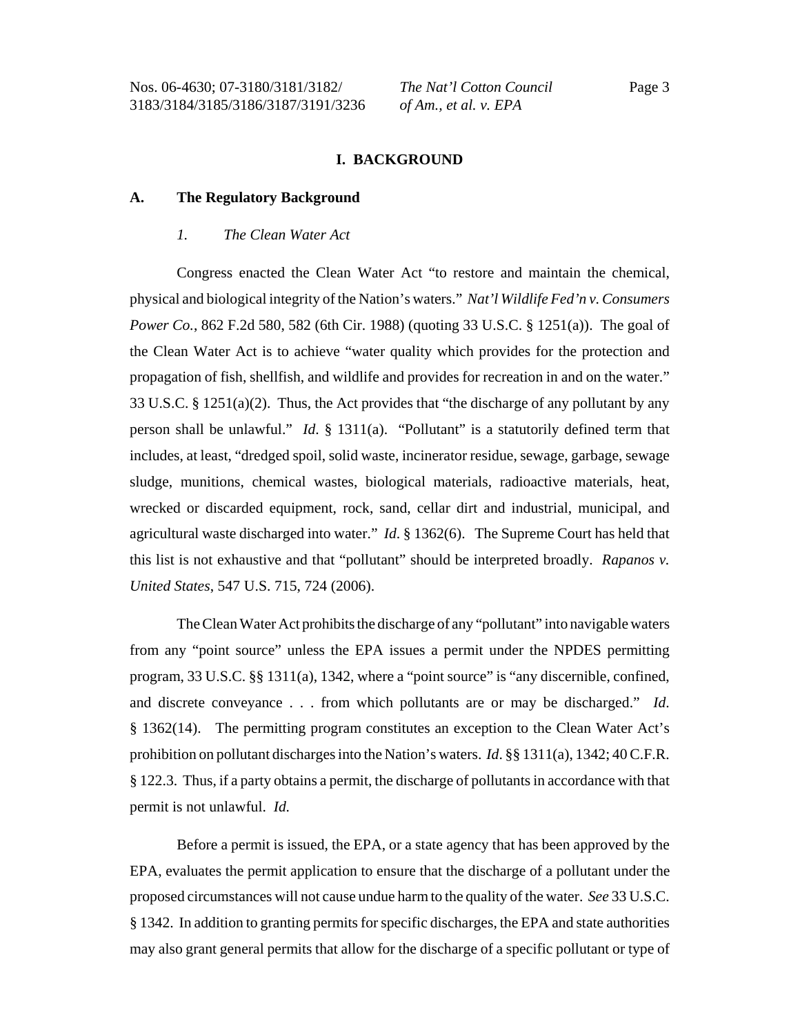## I. BACKGROUND

### A. The Regulatory Background

#### *1. The Clean Water Act*

Congress enacted the Clean Water Act "to restore and maintain the chemical, physical and biological integrity of the Nation's waters." *Nat'l Wildlife Fed'n v. Consumers Power Co.*, 862 F.2d 580, 582 (6th Cir. 1988) (quoting 33 U.S.C. § 1251(a)). The goal of the Clean Water Act is to achieve "water quality which provides for the protection and propagation of fish, shellfish, and wildlife and provides for recreation in and on the water." 33 U.S.C. § 1251(a)(2). Thus, the Act provides that "the discharge of any pollutant by any person shall be unlawful." *Id*. § 1311(a). "Pollutant" is a statutorily defined term that includes, at least, "dredged spoil, solid waste, incinerator residue, sewage, garbage, sewage sludge, munitions, chemical wastes, biological materials, radioactive materials, heat, wrecked or discarded equipment, rock, sand, cellar dirt and industrial, municipal, and agricultural waste discharged into water." *Id*. § 1362(6). The Supreme Court has held that this list is not exhaustive and that "pollutant" should be interpreted broadly. *Rapanos v. United States*, 547 U.S. 715, 724 (2006).

The Clean Water Act prohibits the discharge of any "pollutant" into navigable waters from any "point source" unless the EPA issues a permit under the NPDES permitting program, 33 U.S.C. §§ 1311(a), 1342, where a "point source" is "any discernible, confined, and discrete conveyance . . . from which pollutants are or may be discharged." *Id*. § 1362(14). The permitting program constitutes an exception to the Clean Water Act's prohibition on pollutant discharges into the Nation's waters. *Id*. §§ 1311(a), 1342; 40 C.F.R. § 122.3. Thus, if a party obtains a permit, the discharge of pollutants in accordance with that permit is not unlawful. *Id.*

Before a permit is issued, the EPA, or a state agency that has been approved by the EPA, evaluates the permit application to ensure that the discharge of a pollutant under the proposed circumstances will not cause undue harm to the quality of the water. *See* 33 U.S.C. § 1342. In addition to granting permits for specific discharges, the EPA and state authorities may also grant general permits that allow for the discharge of a specific pollutant or type of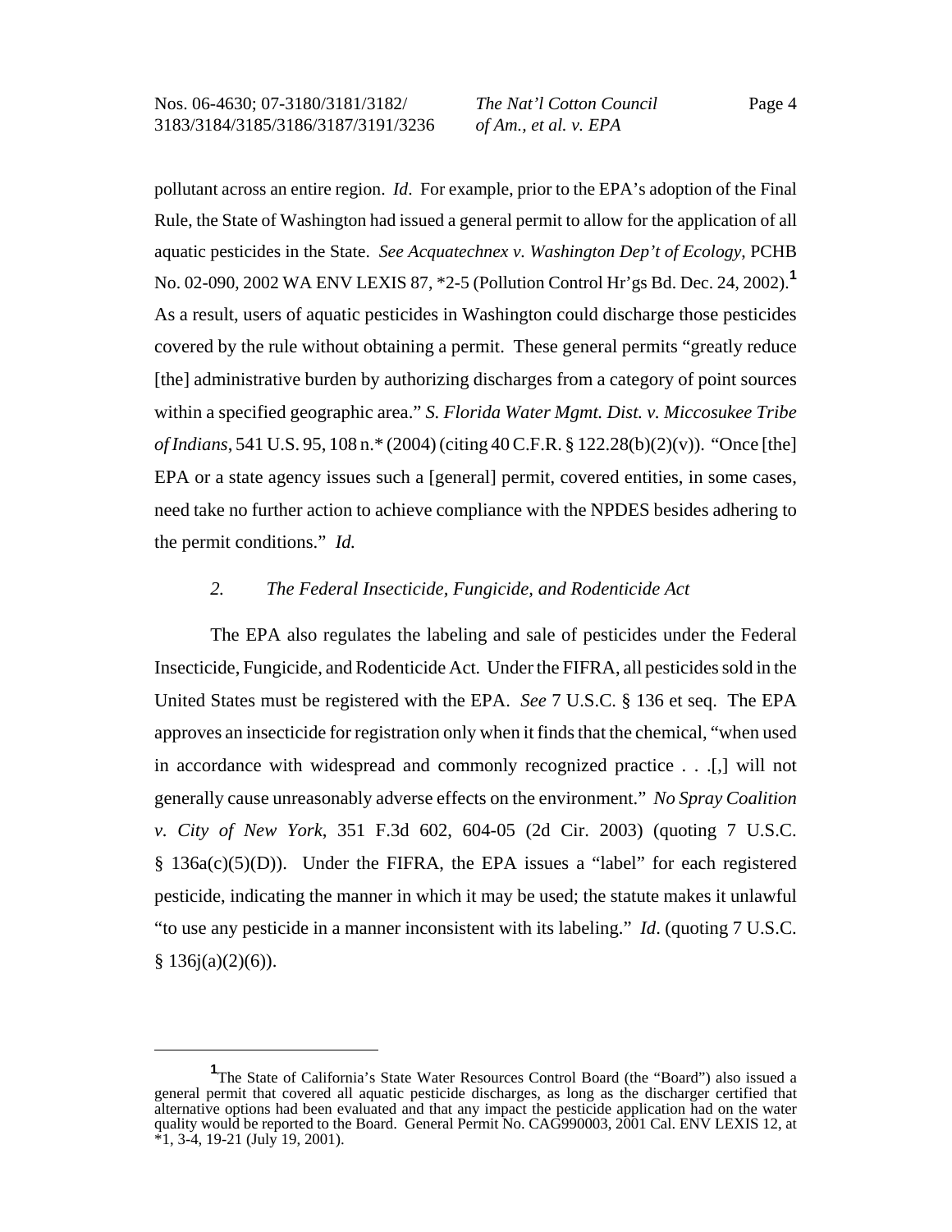pollutant across an entire region. *Id*. For example, prior to the EPA's adoption of the Final Rule, the State of Washington had issued a general permit to allow for the application of all aquatic pesticides in the State. *See Acquatechnex v. Washington Dep't of Ecology*, PCHB No. 02-090, 2002 WA ENV LEXIS 87, *2-5 (Pollution Control Hr'gs Bd. Dec. 24, 2002).[1] As a result, users of aquatic pesticides in Washington could discharge those pesticides covered by the rule without obtaining a permit. These general permits "greatly reduce [the] administrative burden by authorizing discharges from a category of point sources within a specified geographic area." *S. Florida Water Mgmt. Dist. v. Miccosukee Tribe of Indians*, 541 U.S. 95, 108 n.* (2004) (citing 40 C.F.R. § 122.28(b)(2)(v)). "Once [the] EPA or a state agency issues such a [general] permit, covered entities, in some cases, need take no further action to achieve compliance with the NPDES besides adhering to the permit conditions." *Id.*

*2. The Federal Insecticide, Fungicide, and Rodenticide Act*

The EPA also regulates the labeling and sale of pesticides under the Federal Insecticide, Fungicide, and Rodenticide Act. Under the FIFRA, all pesticides sold in the United States must be registered with the EPA. *See* 7 U.S.C. § 136 et seq. The EPA approves an insecticide for registration only when it finds that the chemical, "when used in accordance with widespread and commonly recognized practice . . .[,] will not generally cause unreasonably adverse effects on the environment." *No Spray Coalition v. City of New York*, 351 F.3d 602, 604-05 (2d Cir. 2003) (quoting 7 U.S.C. § 136a(c)(5)(D)). Under the FIFRA, the EPA issues a "label" for each registered pesticide, indicating the manner in which it may be used; the statute makes it unlawful "to use any pesticide in a manner inconsistent with its labeling." *Id*. (quoting 7 U.S.C. § 136j(a)(2)(6)).

---

[1] The State of California's State Water Resources Control Board (the "Board") also issued a general permit that covered all aquatic pesticide discharges, as long as the discharger certified that alternative options had been evaluated and that any impact the pesticide application had on the water quality would be reported to the Board. General Permit No. CAG990003, 2001 Cal. ENV LEXIS 12, at *1, 3-4, 19-21 (July 19, 2001).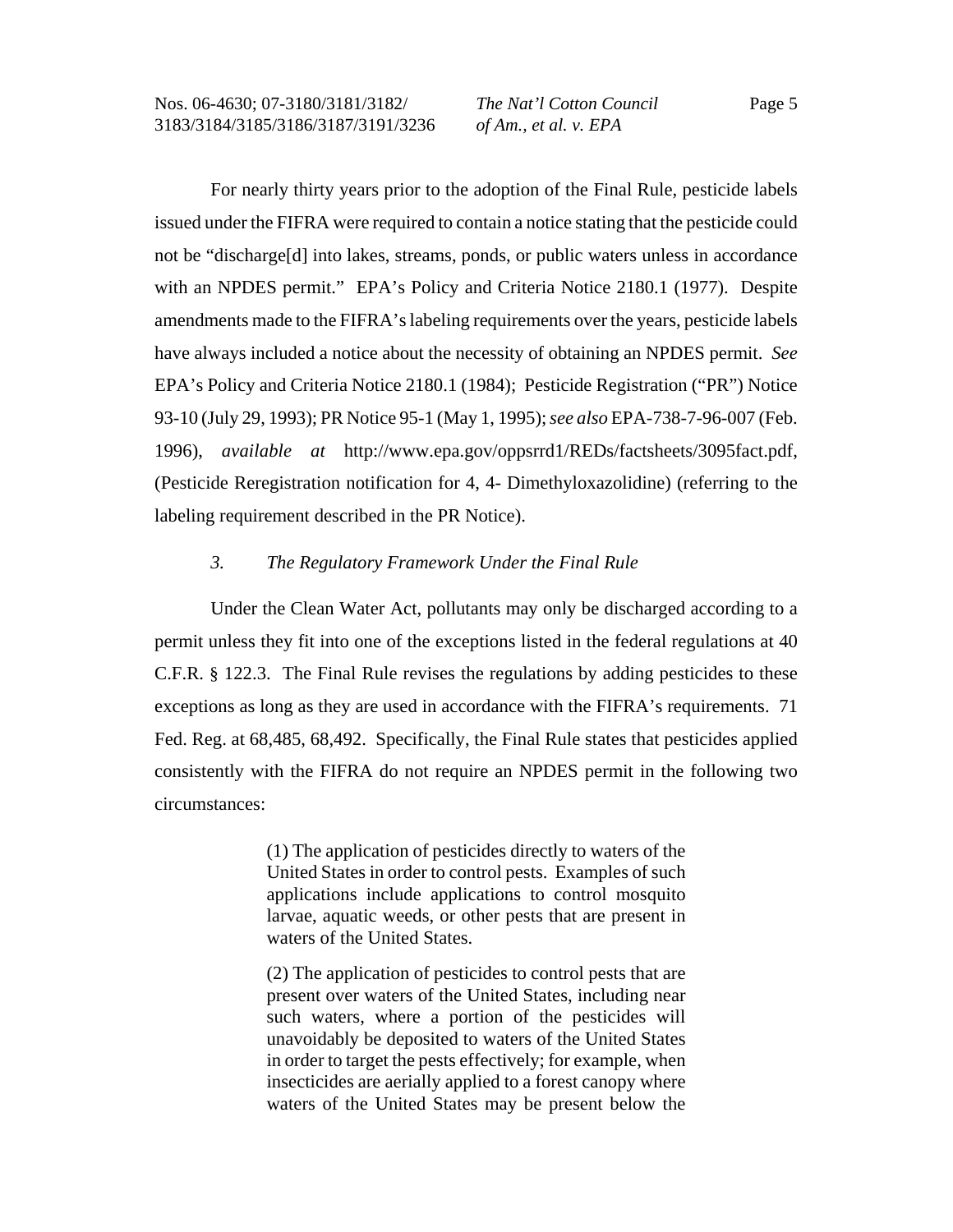For nearly thirty years prior to the adoption of the Final Rule, pesticide labels issued under the FIFRA were required to contain a notice stating that the pesticide could not be "discharge[d] into lakes, streams, ponds, or public waters unless in accordance with an NPDES permit." EPA's Policy and Criteria Notice 2180.1 (1977). Despite amendments made to the FIFRA's labeling requirements over the years, pesticide labels have always included a notice about the necessity of obtaining an NPDES permit. *See* EPA's Policy and Criteria Notice 2180.1 (1984); Pesticide Registration ("PR") Notice 93-10 (July 29, 1993); PR Notice 95-1 (May 1, 1995); *see also* EPA-738-7-96-007 (Feb. 1996), *available at* http://www.epa.gov/oppsrrd1/REDs/factsheets/3095fact.pdf, (Pesticide Reregistration notification for 4, 4- Dimethyloxazolidine) (referring to the labeling requirement described in the PR Notice).

### *3. The Regulatory Framework Under the Final Rule*

Under the Clean Water Act, pollutants may only be discharged according to a permit unless they fit into one of the exceptions listed in the federal regulations at 40 C.F.R. § 122.3. The Final Rule revises the regulations by adding pesticides to these exceptions as long as they are used in accordance with the FIFRA's requirements. 71 Fed. Reg. at 68,485, 68,492. Specifically, the Final Rule states that pesticides applied consistently with the FIFRA do not require an NPDES permit in the following two circumstances:

> (1) The application of pesticides directly to waters of the United States in order to control pests. Examples of such applications include applications to control mosquito larvae, aquatic weeds, or other pests that are present in waters of the United States.
>
> (2) The application of pesticides to control pests that are present over waters of the United States, including near such waters, where a portion of the pesticides will unavoidably be deposited to waters of the United States in order to target the pests effectively; for example, when insecticides are aerially applied to a forest canopy where waters of the United States may be present below the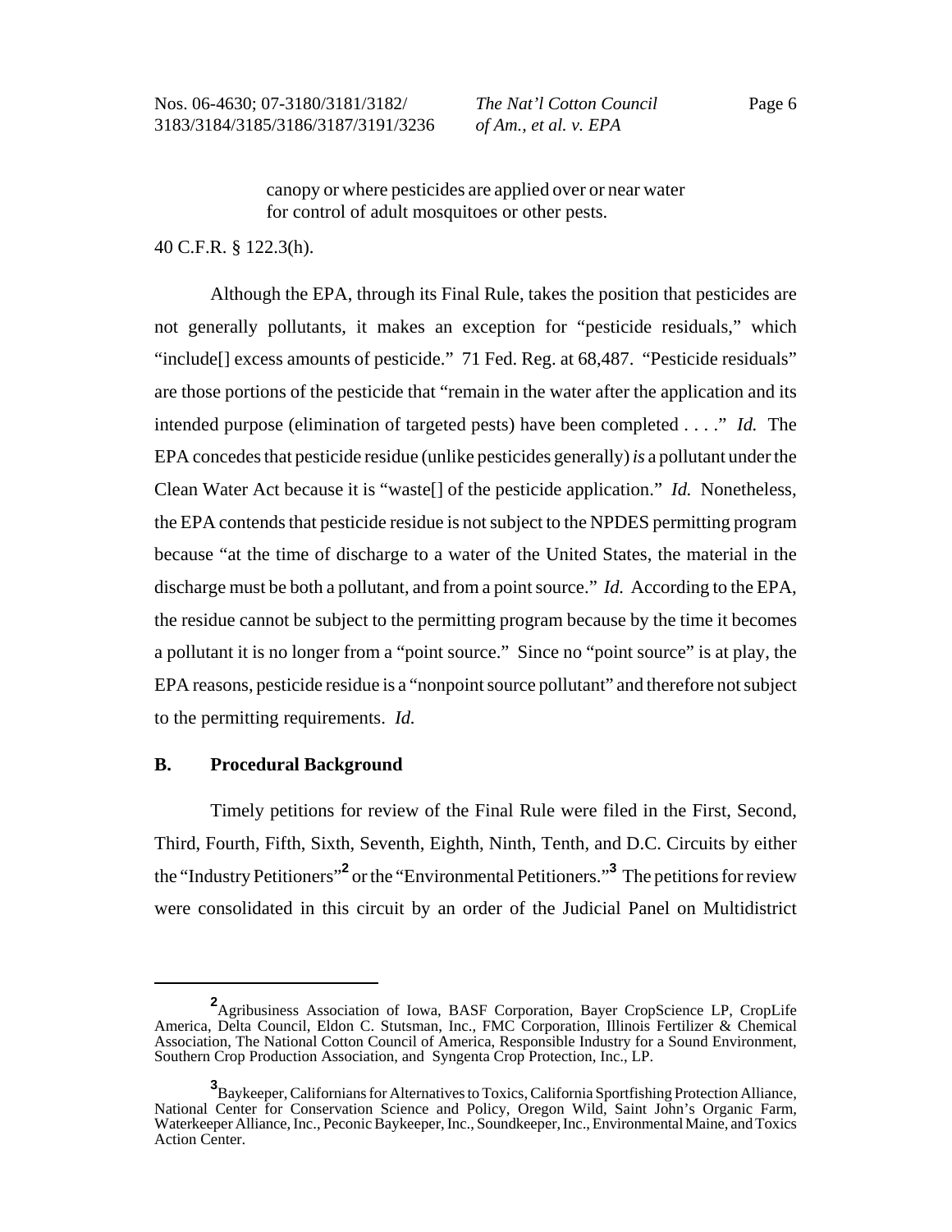canopy or where pesticides are applied over or near water for control of adult mosquitoes or other pests.

40 C.F.R. § 122.3(h).

Although the EPA, through its Final Rule, takes the position that pesticides are not generally pollutants, it makes an exception for "pesticide residuals," which "include[] excess amounts of pesticide." 71 Fed. Reg. at 68,487. "Pesticide residuals" are those portions of the pesticide that "remain in the water after the application and its intended purpose (elimination of targeted pests) have been completed . . . ." *Id.* The EPA concedes that pesticide residue (unlike pesticides generally) *is* a pollutant under the Clean Water Act because it is "waste[] of the pesticide application." *Id.* Nonetheless, the EPA contends that pesticide residue is not subject to the NPDES permitting program because "at the time of discharge to a water of the United States, the material in the discharge must be both a pollutant, and from a point source." *Id.* According to the EPA, the residue cannot be subject to the permitting program because by the time it becomes a pollutant it is no longer from a "point source." Since no "point source" is at play, the EPA reasons, pesticide residue is a "nonpoint source pollutant" and therefore not subject to the permitting requirements. *Id.*

### B. Procedural Background

Timely petitions for review of the Final Rule were filed in the First, Second, Third, Fourth, Fifth, Sixth, Seventh, Eighth, Ninth, Tenth, and D.C. Circuits by either the "Industry Petitioners"[2] or the "Environmental Petitioners."[3] The petitions for review were consolidated in this circuit by an order of the Judicial Panel on Multidistrict

---

[2] Agribusiness Association of Iowa, BASF Corporation, Bayer CropScience LP, CropLife America, Delta Council, Eldon C. Stutsman, Inc., FMC Corporation, Illinois Fertilizer & Chemical Association, The National Cotton Council of America, Responsible Industry for a Sound Environment, Southern Crop Production Association, and Syngenta Crop Protection, Inc., LP.

[3] Baykeeper, Californians for Alternatives to Toxics, California Sportfishing Protection Alliance, National Center for Conservation Science and Policy, Oregon Wild, Saint John's Organic Farm, Waterkeeper Alliance, Inc., Peconic Baykeeper, Inc., Soundkeeper, Inc., Environmental Maine, and Toxics Action Center.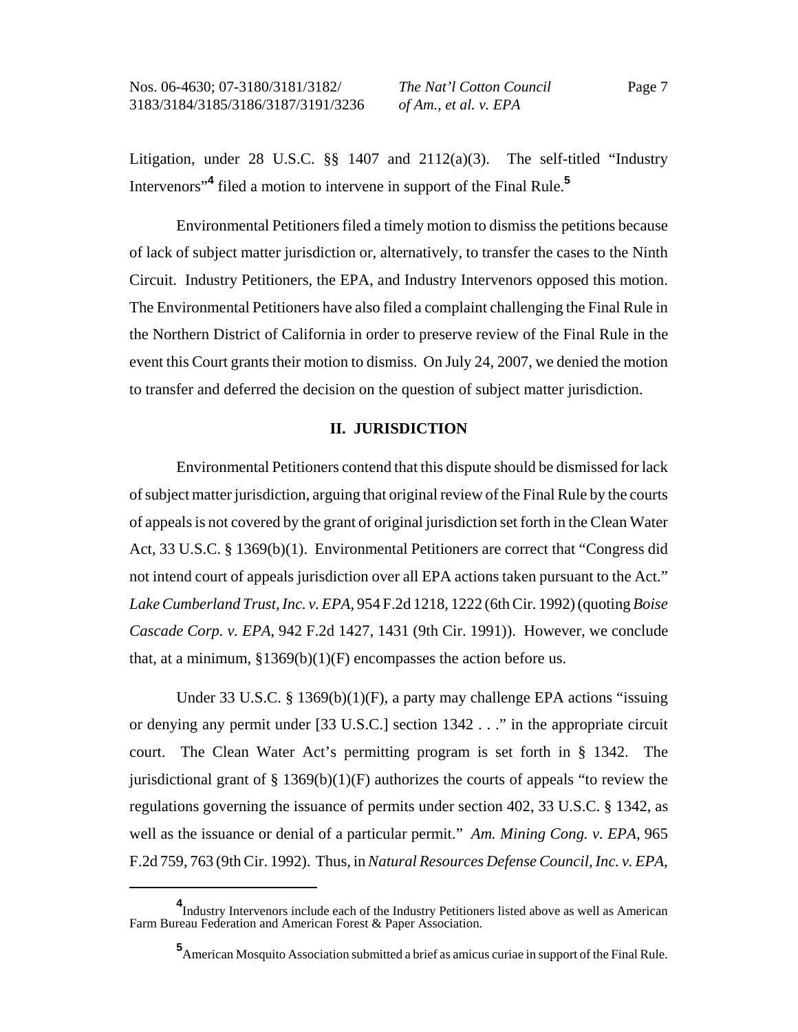Litigation, under 28 U.S.C. §§ 1407 and 2112(a)(3). The self-titled "Industry Intervenors"[4] filed a motion to intervene in support of the Final Rule.[5]

Environmental Petitioners filed a timely motion to dismiss the petitions because of lack of subject matter jurisdiction or, alternatively, to transfer the cases to the Ninth Circuit. Industry Petitioners, the EPA, and Industry Intervenors opposed this motion. The Environmental Petitioners have also filed a complaint challenging the Final Rule in the Northern District of California in order to preserve review of the Final Rule in the event this Court grants their motion to dismiss. On July 24, 2007, we denied the motion to transfer and deferred the decision on the question of subject matter jurisdiction.

## II. JURISDICTION

Environmental Petitioners contend that this dispute should be dismissed for lack of subject matter jurisdiction, arguing that original review of the Final Rule by the courts of appeals is not covered by the grant of original jurisdiction set forth in the Clean Water Act, 33 U.S.C. § 1369(b)(1). Environmental Petitioners are correct that "Congress did not intend court of appeals jurisdiction over all EPA actions taken pursuant to the Act." *Lake Cumberland Trust, Inc. v. EPA*, 954 F.2d 1218, 1222 (6th Cir. 1992) (quoting *Boise Cascade Corp. v. EPA*, 942 F.2d 1427, 1431 (9th Cir. 1991)). However, we conclude that, at a minimum, §1369(b)(1)(F) encompasses the action before us.

Under 33 U.S.C. § 1369(b)(1)(F), a party may challenge EPA actions "issuing or denying any permit under [33 U.S.C.] section 1342 . . ." in the appropriate circuit court. The Clean Water Act's permitting program is set forth in § 1342. The jurisdictional grant of § 1369(b)(1)(F) authorizes the courts of appeals "to review the regulations governing the issuance of permits under section 402, 33 U.S.C. § 1342, as well as the issuance or denial of a particular permit." *Am. Mining Cong. v. EPA*, 965 F.2d 759, 763 (9th Cir. 1992). Thus, in *Natural Resources Defense Council, Inc. v. EPA*,

[4] Industry Intervenors include each of the Industry Petitioners listed above as well as American Farm Bureau Federation and American Forest & Paper Association.

[5] American Mosquito Association submitted a brief as amicus curiae in support of the Final Rule.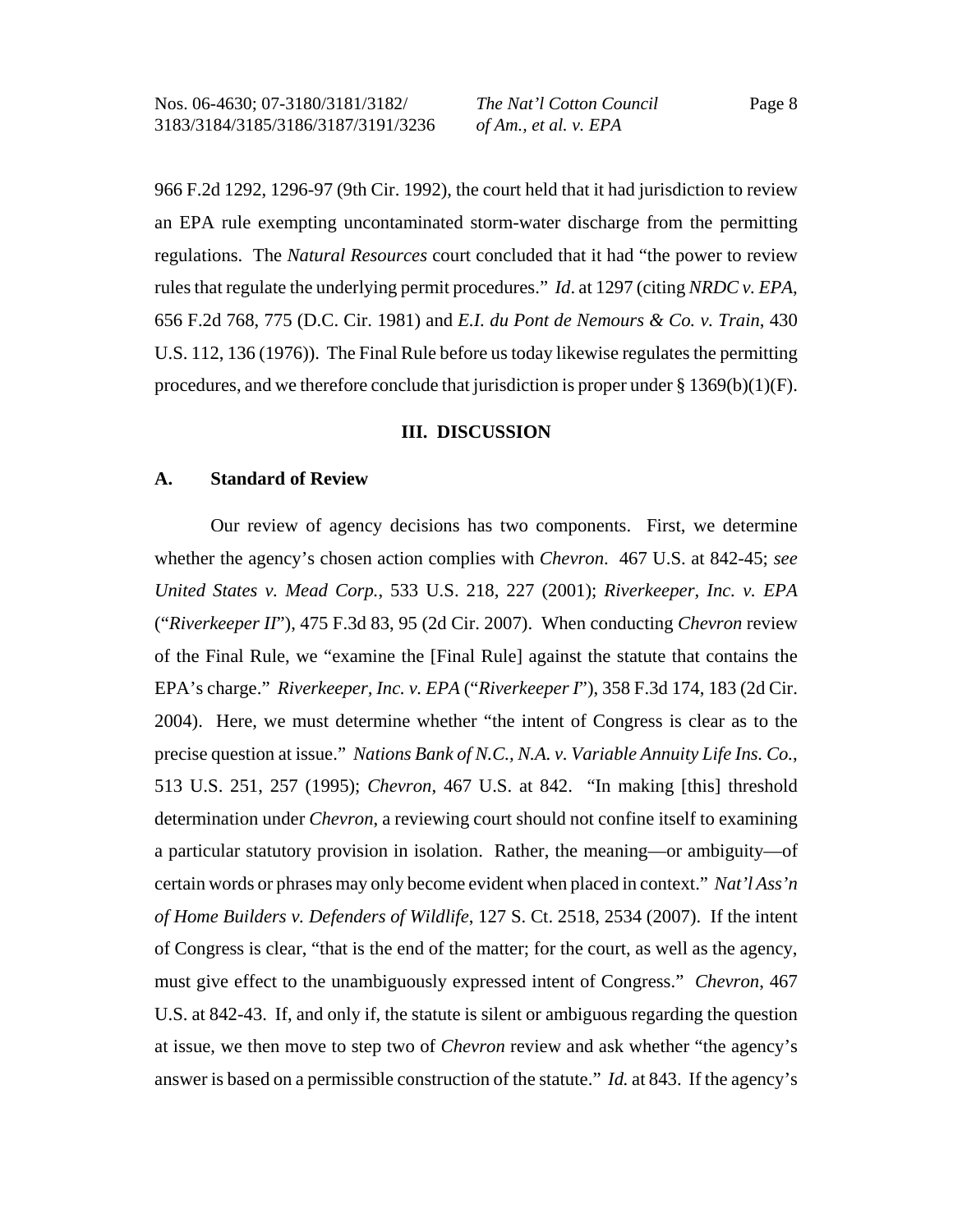966 F.2d 1292, 1296-97 (9th Cir. 1992), the court held that it had jurisdiction to review an EPA rule exempting uncontaminated storm-water discharge from the permitting regulations. The *Natural Resources* court concluded that it had "the power to review rules that regulate the underlying permit procedures." *Id*. at 1297 (citing *NRDC v. EPA*, 656 F.2d 768, 775 (D.C. Cir. 1981) and *E.I. du Pont de Nemours & Co. v. Train*, 430 U.S. 112, 136 (1976)). The Final Rule before us today likewise regulates the permitting procedures, and we therefore conclude that jurisdiction is proper under § 1369(b)(1)(F).

## III. DISCUSSION

### A. Standard of Review

Our review of agency decisions has two components. First, we determine whether the agency's chosen action complies with *Chevron*. 467 U.S. at 842-45; *see United States v. Mead Corp.*, 533 U.S. 218, 227 (2001); *Riverkeeper, Inc. v. EPA* ("*Riverkeeper II*"), 475 F.3d 83, 95 (2d Cir. 2007). When conducting *Chevron* review of the Final Rule, we "examine the [Final Rule] against the statute that contains the EPA's charge." *Riverkeeper, Inc. v. EPA* ("*Riverkeeper I*"), 358 F.3d 174, 183 (2d Cir. 2004). Here, we must determine whether "the intent of Congress is clear as to the precise question at issue." *Nations Bank of N.C., N.A. v. Variable Annuity Life Ins. Co.*, 513 U.S. 251, 257 (1995); *Chevron*, 467 U.S. at 842. "In making [this] threshold determination under *Chevron*, a reviewing court should not confine itself to examining a particular statutory provision in isolation. Rather, the meaning—or ambiguity—of certain words or phrases may only become evident when placed in context." *Nat'l Ass'n of Home Builders v. Defenders of Wildlife*, 127 S. Ct. 2518, 2534 (2007). If the intent of Congress is clear, "that is the end of the matter; for the court, as well as the agency, must give effect to the unambiguously expressed intent of Congress." *Chevron*, 467 U.S. at 842-43. If, and only if, the statute is silent or ambiguous regarding the question at issue, we then move to step two of *Chevron* review and ask whether "the agency's answer is based on a permissible construction of the statute." *Id.* at 843. If the agency's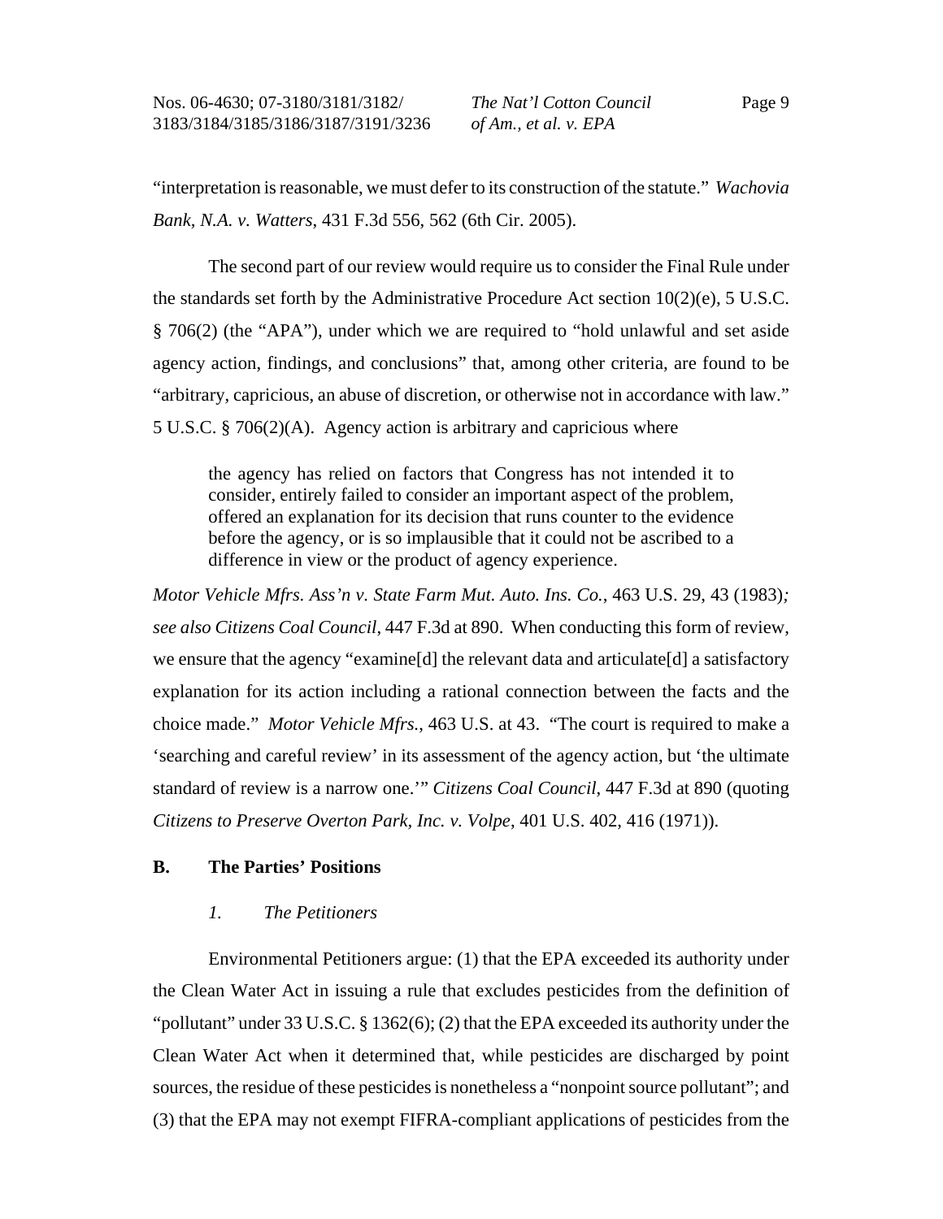"interpretation is reasonable, we must defer to its construction of the statute." *Wachovia Bank, N.A. v. Watters*, 431 F.3d 556, 562 (6th Cir. 2005).

The second part of our review would require us to consider the Final Rule under the standards set forth by the Administrative Procedure Act section 10(2)(e), 5 U.S.C. § 706(2) (the "APA"), under which we are required to "hold unlawful and set aside agency action, findings, and conclusions" that, among other criteria, are found to be "arbitrary, capricious, an abuse of discretion, or otherwise not in accordance with law." 5 U.S.C. § 706(2)(A). Agency action is arbitrary and capricious where

> the agency has relied on factors that Congress has not intended it to consider, entirely failed to consider an important aspect of the problem, offered an explanation for its decision that runs counter to the evidence before the agency, or is so implausible that it could not be ascribed to a difference in view or the product of agency experience.

*Motor Vehicle Mfrs. Ass'n v. State Farm Mut. Auto. Ins. Co.*, 463 U.S. 29, 43 (1983)*; see also Citizens Coal Council*, 447 F.3d at 890. When conducting this form of review, we ensure that the agency "examine[d] the relevant data and articulate[d] a satisfactory explanation for its action including a rational connection between the facts and the choice made." *Motor Vehicle Mfrs.*, 463 U.S. at 43. "The court is required to make a 'searching and careful review' in its assessment of the agency action, but 'the ultimate standard of review is a narrow one.'" *Citizens Coal Council*, 447 F.3d at 890 (quoting *Citizens to Preserve Overton Park, Inc. v. Volpe*, 401 U.S. 402, 416 (1971)).

## B. The Parties' Positions

### *1. The Petitioners*

Environmental Petitioners argue: (1) that the EPA exceeded its authority under the Clean Water Act in issuing a rule that excludes pesticides from the definition of "pollutant" under 33 U.S.C. § 1362(6); (2) that the EPA exceeded its authority under the Clean Water Act when it determined that, while pesticides are discharged by point sources, the residue of these pesticides is nonetheless a "nonpoint source pollutant"; and (3) that the EPA may not exempt FIFRA-compliant applications of pesticides from the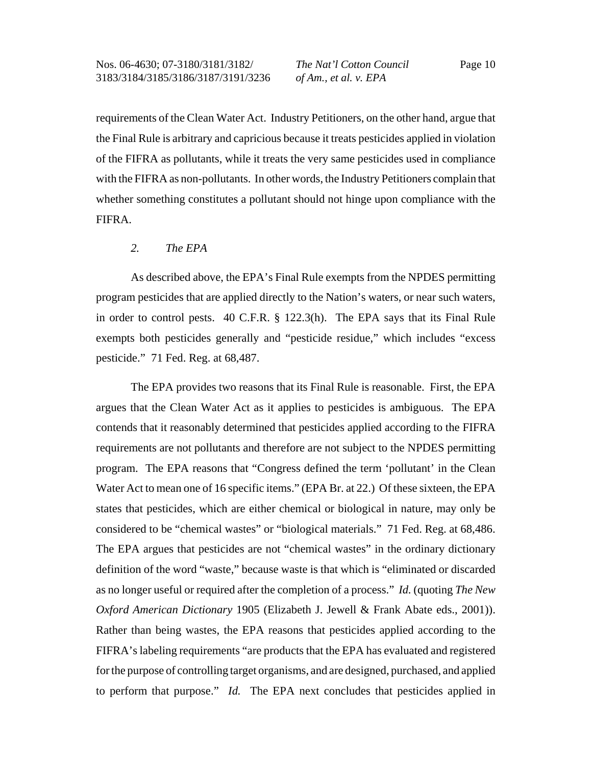requirements of the Clean Water Act. Industry Petitioners, on the other hand, argue that the Final Rule is arbitrary and capricious because it treats pesticides applied in violation of the FIFRA as pollutants, while it treats the very same pesticides used in compliance with the FIFRA as non-pollutants. In other words, the Industry Petitioners complain that whether something constitutes a pollutant should not hinge upon compliance with the FIFRA.

*2. The EPA*

As described above, the EPA's Final Rule exempts from the NPDES permitting program pesticides that are applied directly to the Nation's waters, or near such waters, in order to control pests. 40 C.F.R. § 122.3(h). The EPA says that its Final Rule exempts both pesticides generally and "pesticide residue," which includes "excess pesticide." 71 Fed. Reg. at 68,487.

The EPA provides two reasons that its Final Rule is reasonable. First, the EPA argues that the Clean Water Act as it applies to pesticides is ambiguous. The EPA contends that it reasonably determined that pesticides applied according to the FIFRA requirements are not pollutants and therefore are not subject to the NPDES permitting program. The EPA reasons that "Congress defined the term 'pollutant' in the Clean Water Act to mean one of 16 specific items." (EPA Br. at 22.) Of these sixteen, the EPA states that pesticides, which are either chemical or biological in nature, may only be considered to be "chemical wastes" or "biological materials." 71 Fed. Reg. at 68,486. The EPA argues that pesticides are not "chemical wastes" in the ordinary dictionary definition of the word "waste," because waste is that which is "eliminated or discarded as no longer useful or required after the completion of a process." *Id.* (quoting *The New Oxford American Dictionary* 1905 (Elizabeth J. Jewell & Frank Abate eds., 2001)). Rather than being wastes, the EPA reasons that pesticides applied according to the FIFRA's labeling requirements "are products that the EPA has evaluated and registered for the purpose of controlling target organisms, and are designed, purchased, and applied to perform that purpose." *Id.* The EPA next concludes that pesticides applied in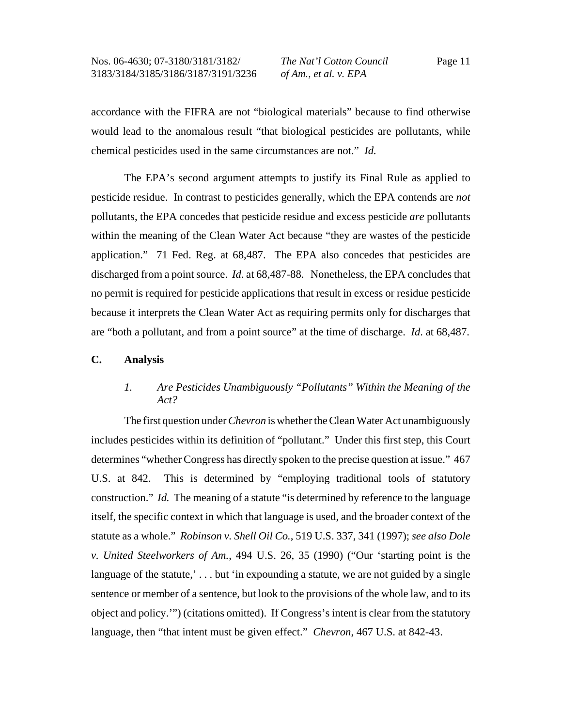accordance with the FIFRA are not "biological materials" because to find otherwise would lead to the anomalous result "that biological pesticides are pollutants, while chemical pesticides used in the same circumstances are not." *Id.*

The EPA's second argument attempts to justify its Final Rule as applied to pesticide residue. In contrast to pesticides generally, which the EPA contends are *not* pollutants, the EPA concedes that pesticide residue and excess pesticide *are* pollutants within the meaning of the Clean Water Act because "they are wastes of the pesticide application." 71 Fed. Reg. at 68,487. The EPA also concedes that pesticides are discharged from a point source. *Id*. at 68,487-88. Nonetheless, the EPA concludes that no permit is required for pesticide applications that result in excess or residue pesticide because it interprets the Clean Water Act as requiring permits only for discharges that are "both a pollutant, and from a point source" at the time of discharge. *Id*. at 68,487.

## C. Analysis

### *1. Are Pesticides Unambiguously "Pollutants" Within the Meaning of the Act?*

The first question under *Chevron* is whether the Clean Water Act unambiguously includes pesticides within its definition of "pollutant." Under this first step, this Court determines "whether Congress has directly spoken to the precise question at issue." 467 U.S. at 842. This is determined by "employing traditional tools of statutory construction." *Id.* The meaning of a statute "is determined by reference to the language itself, the specific context in which that language is used, and the broader context of the statute as a whole." *Robinson v. Shell Oil Co.*, 519 U.S. 337, 341 (1997); *see also Dole v. United Steelworkers of Am.*, 494 U.S. 26, 35 (1990) ("Our 'starting point is the language of the statute,' . . . but 'in expounding a statute, we are not guided by a single sentence or member of a sentence, but look to the provisions of the whole law, and to its object and policy.'") (citations omitted). If Congress's intent is clear from the statutory language, then "that intent must be given effect." *Chevron*, 467 U.S. at 842-43.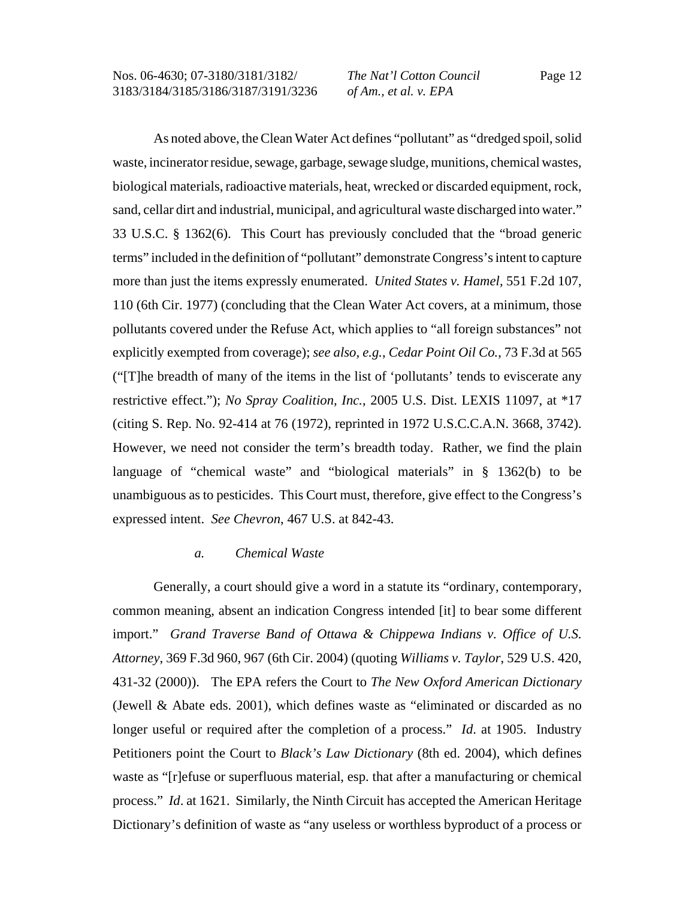As noted above, the Clean Water Act defines "pollutant" as "dredged spoil, solid waste, incinerator residue, sewage, garbage, sewage sludge, munitions, chemical wastes, biological materials, radioactive materials, heat, wrecked or discarded equipment, rock, sand, cellar dirt and industrial, municipal, and agricultural waste discharged into water." 33 U.S.C. § 1362(6). This Court has previously concluded that the "broad generic terms" included in the definition of "pollutant" demonstrate Congress's intent to capture more than just the items expressly enumerated. *United States v. Hamel*, 551 F.2d 107, 110 (6th Cir. 1977) (concluding that the Clean Water Act covers, at a minimum, those pollutants covered under the Refuse Act, which applies to "all foreign substances" not explicitly exempted from coverage); *see also, e.g.*, *Cedar Point Oil Co.*, 73 F.3d at 565 ("[T]he breadth of many of the items in the list of 'pollutants' tends to eviscerate any restrictive effect."); *No Spray Coalition, Inc.*, 2005 U.S. Dist. LEXIS 11097, at *17 (citing S. Rep. No. 92-414 at 76 (1972), reprinted in 1972 U.S.C.C.A.N. 3668, 3742). However, we need not consider the term's breadth today. Rather, we find the plain language of "chemical waste" and "biological materials" in § 1362(b) to be unambiguous as to pesticides. This Court must, therefore, give effect to the Congress's expressed intent. *See Chevron*, 467 U.S. at 842-43.

*a. Chemical Waste*

Generally, a court should give a word in a statute its "ordinary, contemporary, common meaning, absent an indication Congress intended [it] to bear some different import." *Grand Traverse Band of Ottawa & Chippewa Indians v. Office of U.S. Attorney*, 369 F.3d 960, 967 (6th Cir. 2004) (quoting *Williams v. Taylor*, 529 U.S. 420, 431-32 (2000)). The EPA refers the Court to *The New Oxford American Dictionary* (Jewell & Abate eds. 2001), which defines waste as "eliminated or discarded as no longer useful or required after the completion of a process." *Id*. at 1905. Industry Petitioners point the Court to *Black's Law Dictionary* (8th ed. 2004), which defines waste as "[r]efuse or superfluous material, esp. that after a manufacturing or chemical process." *Id*. at 1621. Similarly, the Ninth Circuit has accepted the American Heritage Dictionary's definition of waste as "any useless or worthless byproduct of a process or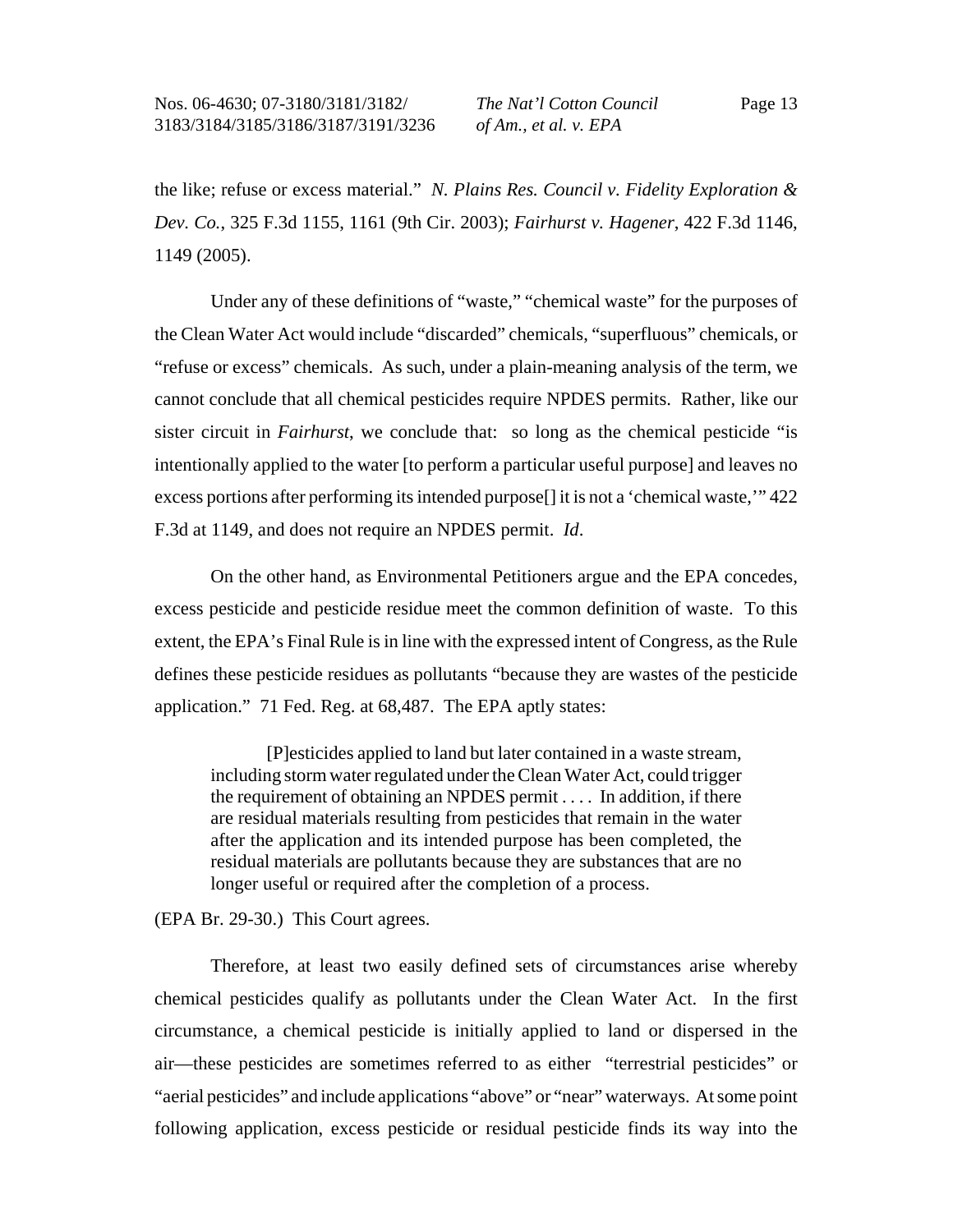the like; refuse or excess material." *N. Plains Res. Council v. Fidelity Exploration & Dev. Co.*, 325 F.3d 1155, 1161 (9th Cir. 2003); *Fairhurst v. Hagener*, 422 F.3d 1146, 1149 (2005).

Under any of these definitions of "waste," "chemical waste" for the purposes of the Clean Water Act would include "discarded" chemicals, "superfluous" chemicals, or "refuse or excess" chemicals. As such, under a plain-meaning analysis of the term, we cannot conclude that all chemical pesticides require NPDES permits. Rather, like our sister circuit in *Fairhurst*, we conclude that: so long as the chemical pesticide "is intentionally applied to the water [to perform a particular useful purpose] and leaves no excess portions after performing its intended purpose[] it is not a 'chemical waste,'" 422 F.3d at 1149, and does not require an NPDES permit. *Id*.

On the other hand, as Environmental Petitioners argue and the EPA concedes, excess pesticide and pesticide residue meet the common definition of waste. To this extent, the EPA's Final Rule is in line with the expressed intent of Congress, as the Rule defines these pesticide residues as pollutants "because they are wastes of the pesticide application." 71 Fed. Reg. at 68,487. The EPA aptly states:

> [P]esticides applied to land but later contained in a waste stream, including storm water regulated under the Clean Water Act, could trigger the requirement of obtaining an NPDES permit . . . . In addition, if there are residual materials resulting from pesticides that remain in the water after the application and its intended purpose has been completed, the residual materials are pollutants because they are substances that are no longer useful or required after the completion of a process.

(EPA Br. 29-30.) This Court agrees.

Therefore, at least two easily defined sets of circumstances arise whereby chemical pesticides qualify as pollutants under the Clean Water Act. In the first circumstance, a chemical pesticide is initially applied to land or dispersed in the air—these pesticides are sometimes referred to as either "terrestrial pesticides" or "aerial pesticides" and include applications "above" or "near" waterways. At some point following application, excess pesticide or residual pesticide finds its way into the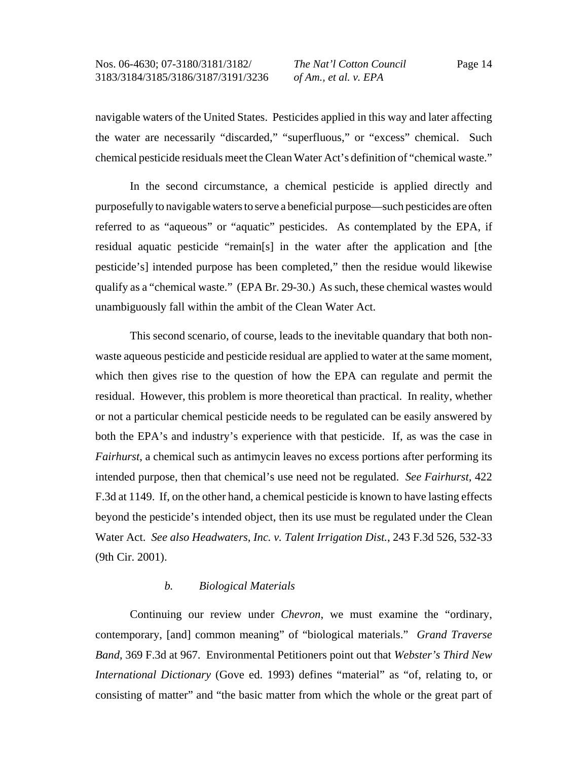navigable waters of the United States. Pesticides applied in this way and later affecting the water are necessarily "discarded," "superfluous," or "excess" chemical. Such chemical pesticide residuals meet the Clean Water Act's definition of "chemical waste."

In the second circumstance, a chemical pesticide is applied directly and purposefully to navigable waters to serve a beneficial purpose—such pesticides are often referred to as "aqueous" or "aquatic" pesticides. As contemplated by the EPA, if residual aquatic pesticide "remain[s] in the water after the application and [the pesticide's] intended purpose has been completed," then the residue would likewise qualify as a "chemical waste." (EPA Br. 29-30.) As such, these chemical wastes would unambiguously fall within the ambit of the Clean Water Act.

This second scenario, of course, leads to the inevitable quandary that both non-waste aqueous pesticide and pesticide residual are applied to water at the same moment, which then gives rise to the question of how the EPA can regulate and permit the residual. However, this problem is more theoretical than practical. In reality, whether or not a particular chemical pesticide needs to be regulated can be easily answered by both the EPA's and industry's experience with that pesticide. If, as was the case in *Fairhurst*, a chemical such as antimycin leaves no excess portions after performing its intended purpose, then that chemical's use need not be regulated. *See Fairhurst*, 422 F.3d at 1149. If, on the other hand, a chemical pesticide is known to have lasting effects beyond the pesticide's intended object, then its use must be regulated under the Clean Water Act. *See also Headwaters, Inc. v. Talent Irrigation Dist.*, 243 F.3d 526, 532-33 (9th Cir. 2001).

*b. Biological Materials*

Continuing our review under *Chevron*, we must examine the "ordinary, contemporary, [and] common meaning" of "biological materials." *Grand Traverse Band*, 369 F.3d at 967. Environmental Petitioners point out that *Webster's Third New International Dictionary* (Gove ed. 1993) defines "material" as "of, relating to, or consisting of matter" and "the basic matter from which the whole or the great part of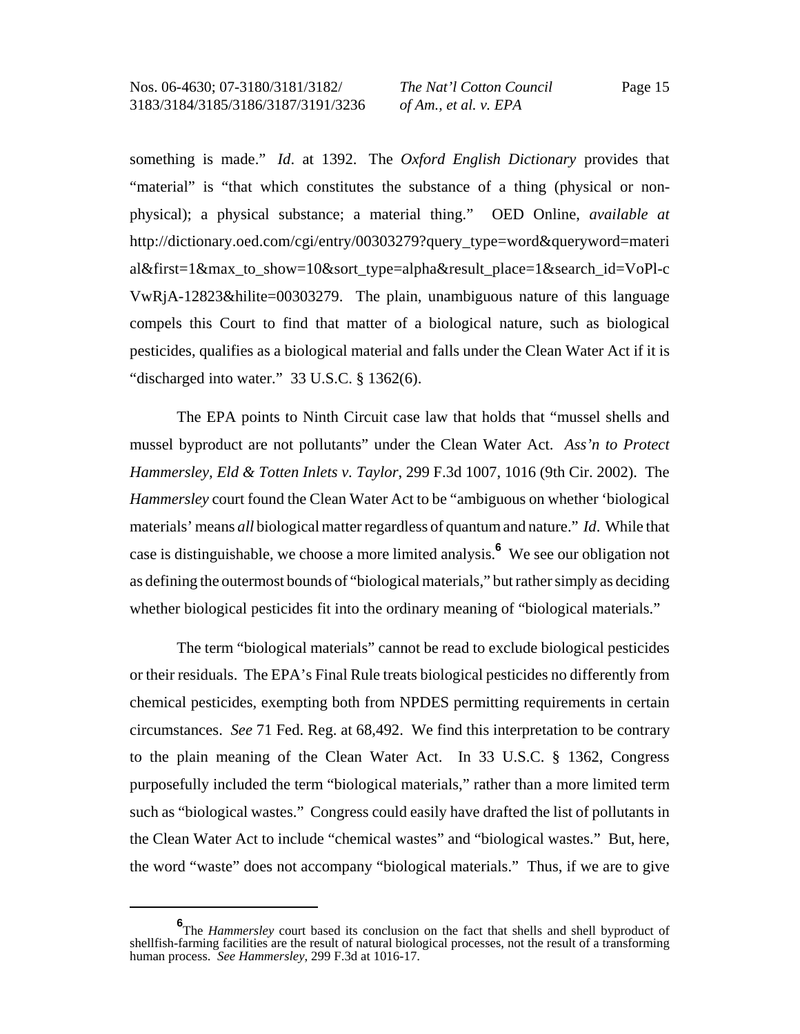something is made." *Id*. at 1392. The *Oxford English Dictionary* provides that "material" is "that which constitutes the substance of a thing (physical or non-physical); a physical substance; a material thing." OED Online, *available at* http://dictionary.oed.com/cgi/entry/00303279?query_type=word&queryword=material&first=1&max_to_show=10&sort_type=alpha&result_place=1&search_id=VoPl-cVwRjA-12823&hilite=00303279. The plain, unambiguous nature of this language compels this Court to find that matter of a biological nature, such as biological pesticides, qualifies as a biological material and falls under the Clean Water Act if it is "discharged into water." 33 U.S.C. § 1362(6).

The EPA points to Ninth Circuit case law that holds that "mussel shells and mussel byproduct are not pollutants" under the Clean Water Act. *Ass'n to Protect Hammersley, Eld & Totten Inlets v. Taylor*, 299 F.3d 1007, 1016 (9th Cir. 2002). The *Hammersley* court found the Clean Water Act to be "ambiguous on whether 'biological materials' means *all* biological matter regardless of quantum and nature." *Id*. While that case is distinguishable, we choose a more limited analysis.[6] We see our obligation not as defining the outermost bounds of "biological materials," but rather simply as deciding whether biological pesticides fit into the ordinary meaning of "biological materials."

The term "biological materials" cannot be read to exclude biological pesticides or their residuals. The EPA's Final Rule treats biological pesticides no differently from chemical pesticides, exempting both from NPDES permitting requirements in certain circumstances. *See* 71 Fed. Reg. at 68,492. We find this interpretation to be contrary to the plain meaning of the Clean Water Act. In 33 U.S.C. § 1362, Congress purposefully included the term "biological materials," rather than a more limited term such as "biological wastes." Congress could easily have drafted the list of pollutants in the Clean Water Act to include "chemical wastes" and "biological wastes." But, here, the word "waste" does not accompany "biological materials." Thus, if we are to give

---

[6] The *Hammersley* court based its conclusion on the fact that shells and shell byproduct of shellfish-farming facilities are the result of natural biological processes, not the result of a transforming human process. *See Hammersley*, 299 F.3d at 1016-17.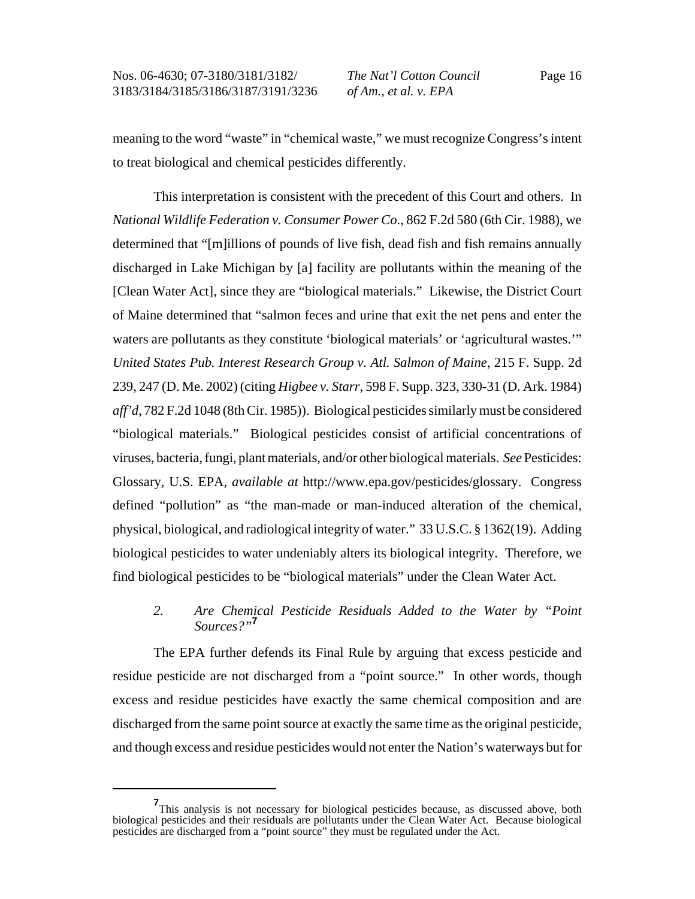meaning to the word "waste" in "chemical waste," we must recognize Congress's intent to treat biological and chemical pesticides differently.

This interpretation is consistent with the precedent of this Court and others. In *National Wildlife Federation v. Consumer Power Co.*, 862 F.2d 580 (6th Cir. 1988), we determined that "[m]illions of pounds of live fish, dead fish and fish remains annually discharged in Lake Michigan by [a] facility are pollutants within the meaning of the [Clean Water Act], since they are "biological materials." Likewise, the District Court of Maine determined that "salmon feces and urine that exit the net pens and enter the waters are pollutants as they constitute 'biological materials' or 'agricultural wastes.'" *United States Pub. Interest Research Group v. Atl. Salmon of Maine*, 215 F. Supp. 2d 239, 247 (D. Me. 2002) (citing *Higbee v. Starr*, 598 F. Supp. 323, 330-31 (D. Ark. 1984) *aff'd*, 782 F.2d 1048 (8th Cir. 1985)). Biological pesticides similarly must be considered "biological materials." Biological pesticides consist of artificial concentrations of viruses, bacteria, fungi, plant materials, and/or other biological materials. *See* Pesticides: Glossary, U.S. EPA, *available at* http://www.epa.gov/pesticides/glossary. Congress defined "pollution" as "the man-made or man-induced alteration of the chemical, physical, biological, and radiological integrity of water." 33 U.S.C. § 1362(19). Adding biological pesticides to water undeniably alters its biological integrity. Therefore, we find biological pesticides to be "biological materials" under the Clean Water Act.

### *2. Are Chemical Pesticide Residuals Added to the Water by "Point Sources?"*[7]

The EPA further defends its Final Rule by arguing that excess pesticide and residue pesticide are not discharged from a "point source." In other words, though excess and residue pesticides have exactly the same chemical composition and are discharged from the same point source at exactly the same time as the original pesticide, and though excess and residue pesticides would not enter the Nation's waterways but for

[7] This analysis is not necessary for biological pesticides because, as discussed above, both biological pesticides and their residuals are pollutants under the Clean Water Act. Because biological pesticides are discharged from a "point source" they must be regulated under the Act.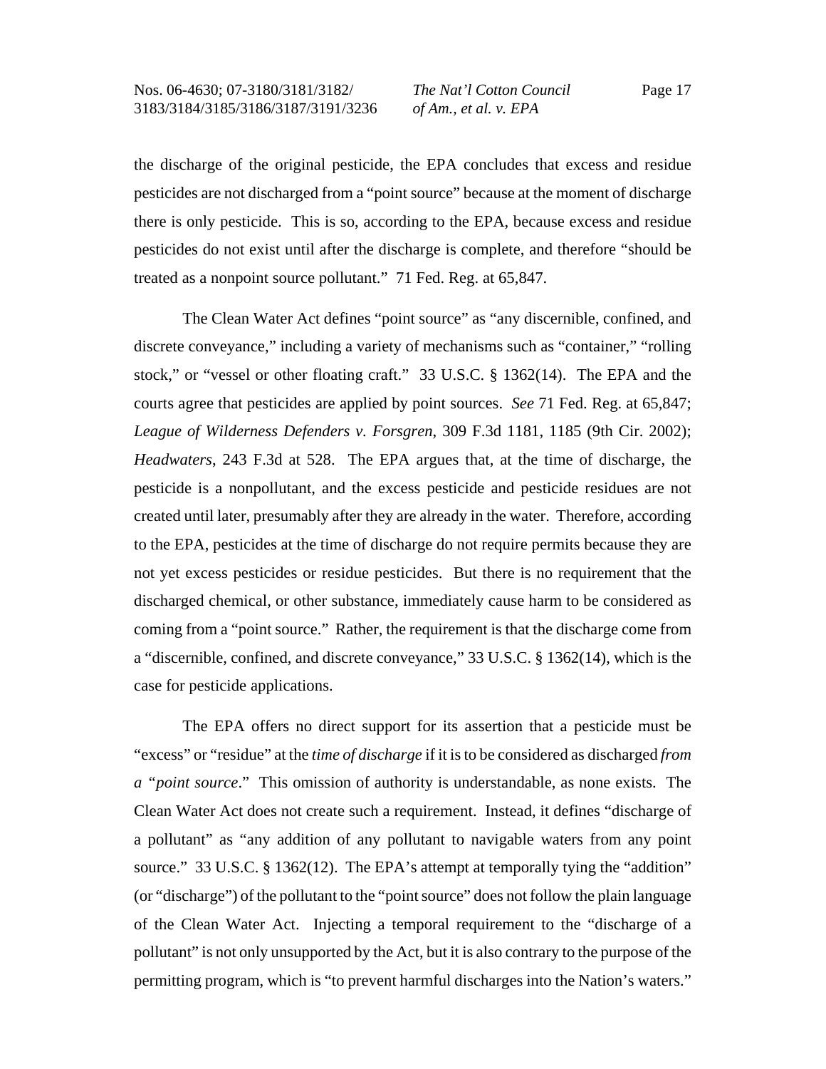the discharge of the original pesticide, the EPA concludes that excess and residue pesticides are not discharged from a "point source" because at the moment of discharge there is only pesticide. This is so, according to the EPA, because excess and residue pesticides do not exist until after the discharge is complete, and therefore "should be treated as a nonpoint source pollutant." 71 Fed. Reg. at 65,847.

The Clean Water Act defines "point source" as "any discernible, confined, and discrete conveyance," including a variety of mechanisms such as "container," "rolling stock," or "vessel or other floating craft." 33 U.S.C. § 1362(14). The EPA and the courts agree that pesticides are applied by point sources. *See* 71 Fed. Reg. at 65,847; *League of Wilderness Defenders v. Forsgren*, 309 F.3d 1181, 1185 (9th Cir. 2002); *Headwaters*, 243 F.3d at 528. The EPA argues that, at the time of discharge, the pesticide is a nonpollutant, and the excess pesticide and pesticide residues are not created until later, presumably after they are already in the water. Therefore, according to the EPA, pesticides at the time of discharge do not require permits because they are not yet excess pesticides or residue pesticides. But there is no requirement that the discharged chemical, or other substance, immediately cause harm to be considered as coming from a "point source." Rather, the requirement is that the discharge come from a "discernible, confined, and discrete conveyance," 33 U.S.C. § 1362(14), which is the case for pesticide applications.

The EPA offers no direct support for its assertion that a pesticide must be "excess" or "residue" at the *time of discharge* if it is to be considered as discharged *from a "point source*." This omission of authority is understandable, as none exists. The Clean Water Act does not create such a requirement. Instead, it defines "discharge of a pollutant" as "any addition of any pollutant to navigable waters from any point source." 33 U.S.C. § 1362(12). The EPA's attempt at temporally tying the "addition" (or "discharge") of the pollutant to the "point source" does not follow the plain language of the Clean Water Act. Injecting a temporal requirement to the "discharge of a pollutant" is not only unsupported by the Act, but it is also contrary to the purpose of the permitting program, which is "to prevent harmful discharges into the Nation's waters."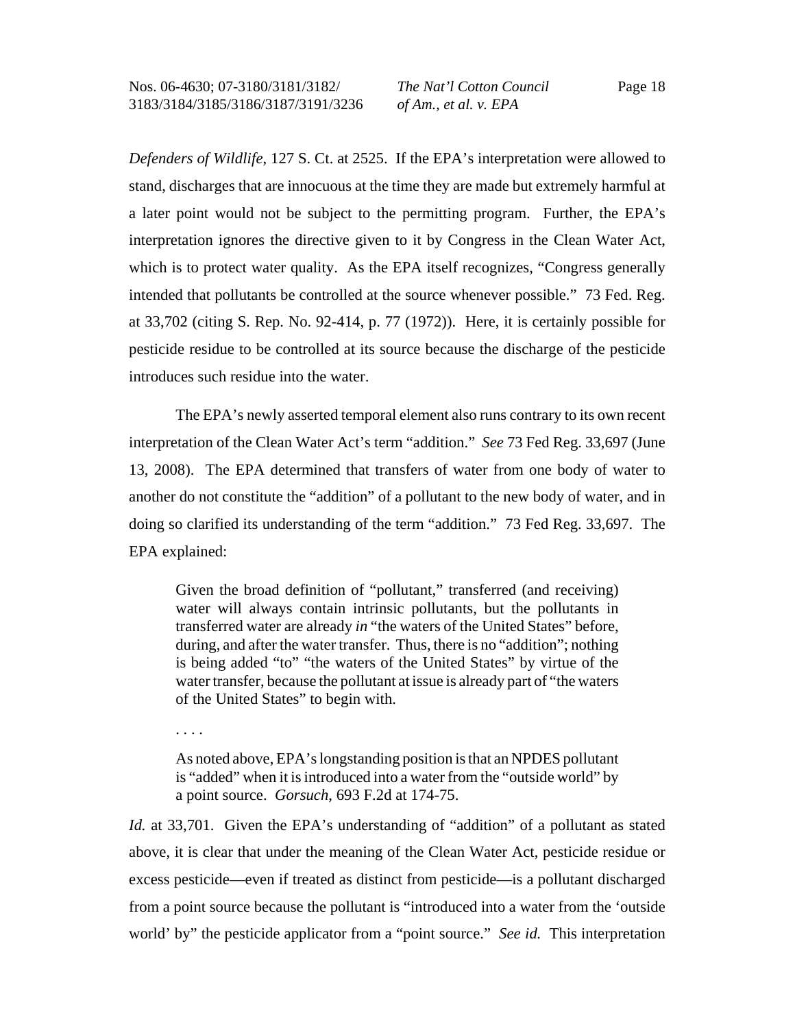*Defenders of Wildlife*, 127 S. Ct. at 2525. If the EPA's interpretation were allowed to stand, discharges that are innocuous at the time they are made but extremely harmful at a later point would not be subject to the permitting program. Further, the EPA's interpretation ignores the directive given to it by Congress in the Clean Water Act, which is to protect water quality. As the EPA itself recognizes, "Congress generally intended that pollutants be controlled at the source whenever possible." 73 Fed. Reg. at 33,702 (citing S. Rep. No. 92-414, p. 77 (1972)). Here, it is certainly possible for pesticide residue to be controlled at its source because the discharge of the pesticide introduces such residue into the water.

The EPA's newly asserted temporal element also runs contrary to its own recent interpretation of the Clean Water Act's term "addition." *See* 73 Fed Reg. 33,697 (June 13, 2008). The EPA determined that transfers of water from one body of water to another do not constitute the "addition" of a pollutant to the new body of water, and in doing so clarified its understanding of the term "addition." 73 Fed Reg. 33,697. The EPA explained:

> Given the broad definition of "pollutant," transferred (and receiving) water will always contain intrinsic pollutants, but the pollutants in transferred water are already *in* "the waters of the United States" before, during, and after the water transfer. Thus, there is no "addition"; nothing is being added "to" "the waters of the United States" by virtue of the water transfer, because the pollutant at issue is already part of "the waters of the United States" to begin with.
>
> . . . .
>
> As noted above, EPA's longstanding position is that an NPDES pollutant is "added" when it is introduced into a water from the "outside world" by a point source. *Gorsuch*, 693 F.2d at 174-75.

*Id.* at 33,701. Given the EPA's understanding of "addition" of a pollutant as stated above, it is clear that under the meaning of the Clean Water Act, pesticide residue or excess pesticide—even if treated as distinct from pesticide—is a pollutant discharged from a point source because the pollutant is "introduced into a water from the 'outside world' by" the pesticide applicator from a "point source." *See id.* This interpretation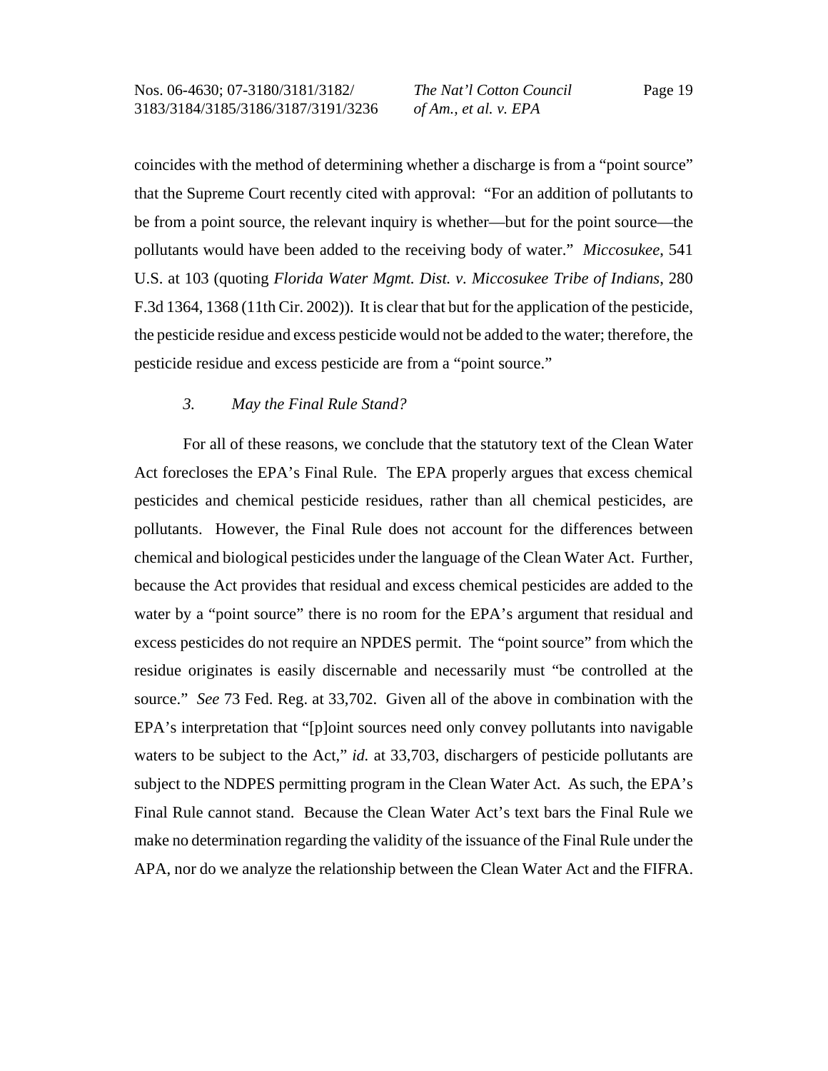coincides with the method of determining whether a discharge is from a "point source" that the Supreme Court recently cited with approval: "For an addition of pollutants to be from a point source, the relevant inquiry is whether—but for the point source—the pollutants would have been added to the receiving body of water." *Miccosukee*, 541 U.S. at 103 (quoting *Florida Water Mgmt. Dist. v. Miccosukee Tribe of Indians*, 280 F.3d 1364, 1368 (11th Cir. 2002)). It is clear that but for the application of the pesticide, the pesticide residue and excess pesticide would not be added to the water; therefore, the pesticide residue and excess pesticide are from a "point source."

*3. May the Final Rule Stand?*

For all of these reasons, we conclude that the statutory text of the Clean Water Act forecloses the EPA's Final Rule. The EPA properly argues that excess chemical pesticides and chemical pesticide residues, rather than all chemical pesticides, are pollutants. However, the Final Rule does not account for the differences between chemical and biological pesticides under the language of the Clean Water Act. Further, because the Act provides that residual and excess chemical pesticides are added to the water by a "point source" there is no room for the EPA's argument that residual and excess pesticides do not require an NPDES permit. The "point source" from which the residue originates is easily discernable and necessarily must "be controlled at the source." *See* 73 Fed. Reg. at 33,702. Given all of the above in combination with the EPA's interpretation that "[p]oint sources need only convey pollutants into navigable waters to be subject to the Act," *id.* at 33,703, dischargers of pesticide pollutants are subject to the NDPES permitting program in the Clean Water Act. As such, the EPA's Final Rule cannot stand. Because the Clean Water Act's text bars the Final Rule we make no determination regarding the validity of the issuance of the Final Rule under the APA, nor do we analyze the relationship between the Clean Water Act and the FIFRA.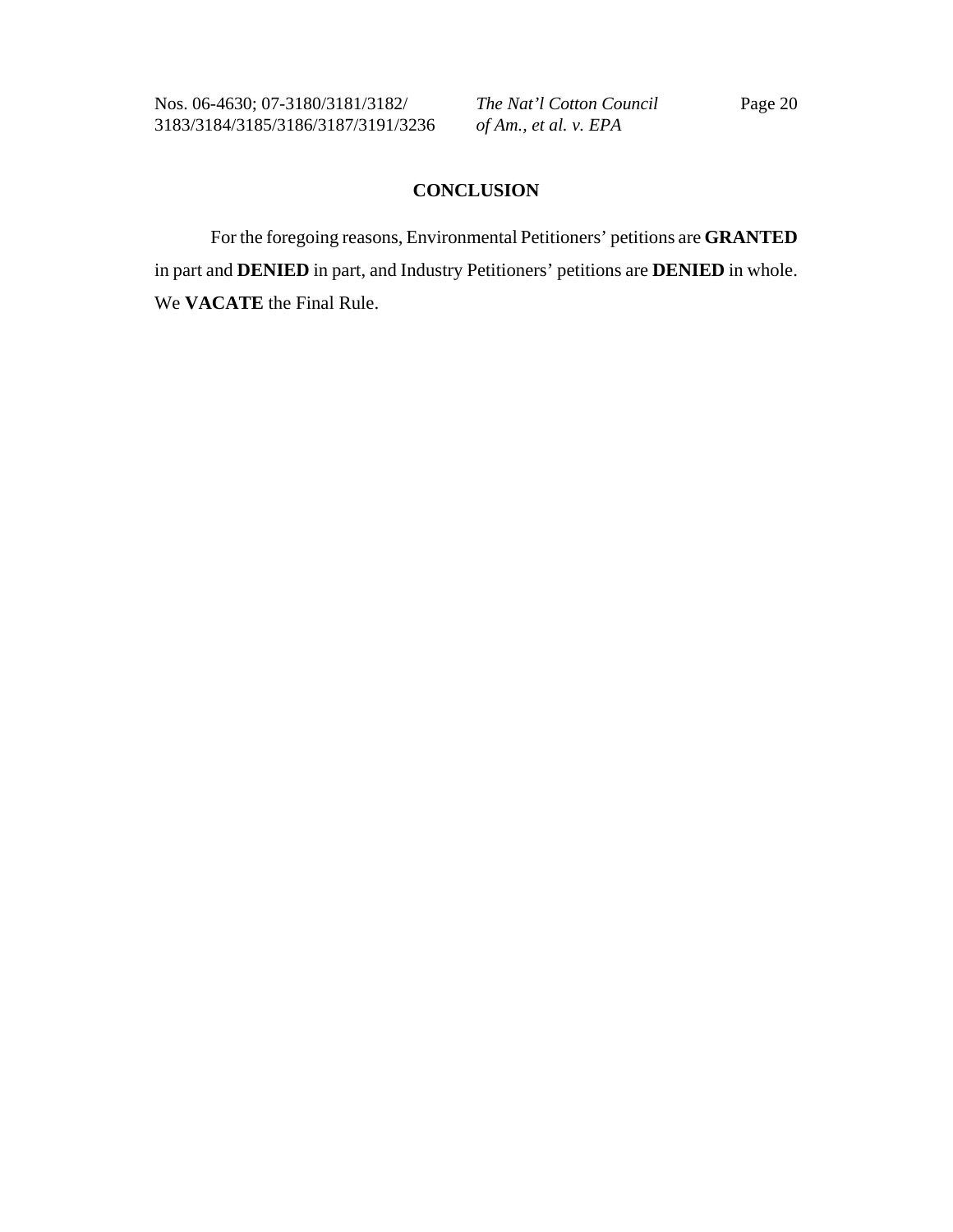## CONCLUSION

For the foregoing reasons, Environmental Petitioners' petitions are **GRANTED** in part and **DENIED** in part, and Industry Petitioners' petitions are **DENIED** in whole. We **VACATE** the Final Rule.